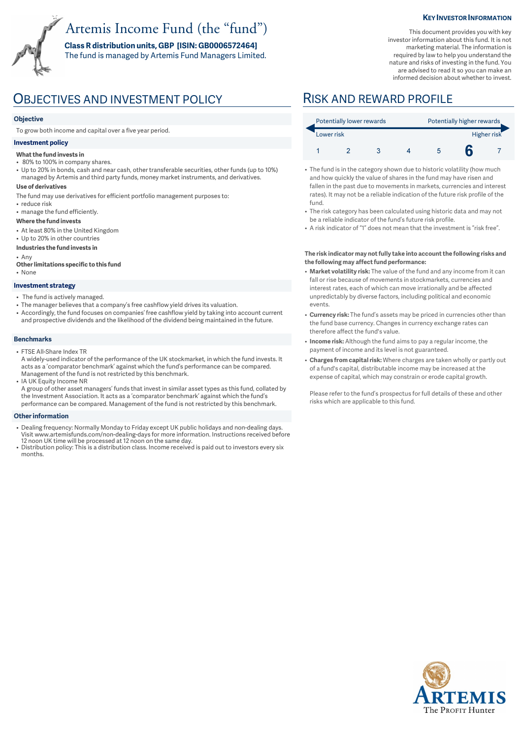# Artemis Income Fund (the "fund")

**Class R distribution units, GBP [ISIN: GB0006572464]**

The fund is managed by Artemis Fund Managers Limited.

**KEY INVESTOR INFORMATION**

This document provides you with key investor information about this fund. It is not marketing material. The information is required by law to help you understand the nature and risks of investing in the fund. You are advised to read it so you can make an informed decision about whether to invest.

## OBJECTIVES AND INVESTMENT POLICY

### Objective

To grow both income and capital over a five year period.

### Investment policy

**What the fund invests in**

- 80% to 100% in company shares.
- Up to 20% in bonds, cash and near cash, other transferable securities, other funds (up to 10%) managed by Artemis and third party funds, money market instruments, and derivatives.

**Use of derivatives**

The fund may use derivatives for efficient portfolio management purposes to:

- reduce risk
- manage the fund efficiently.

**Where the fund invests**

- At least 80% in the United Kingdom
- Up to 20% in other countries

**Industries the fund invests in**

- Any

**Other limitations specific to this fund**

- None

### Investment strategy

- The fund is actively managed.
- The manager believes that a company's free cashflow yield drives its valuation.
- Accordingly, the fund focuses on companies' free cashflow yield by taking into account current and prospective dividends and the likelihood of the dividend being maintained in the future.

### Benchmarks

- FTSE All-Share Index TR
  A widely-used indicator of the performance of the UK stockmarket, in which the fund invests. It acts as a 'comparator benchmark' against which the fund's performance can be compared. Management of the fund is not restricted by this benchmark.
- IA UK Equity Income NR
  A group of other asset managers' funds that invest in similar asset types as this fund, collated by the Investment Association. It acts as a 'comparator benchmark' against which the fund's performance can be compared. Management of the fund is not restricted by this benchmark.

### Other information

- Dealing frequency: Normally Monday to Friday except UK public holidays and non-dealing days. Visit www.artemisfunds.com/non-dealing-days for more information. Instructions received before 12 noon UK time will be processed at 12 noon on the same day.
- Distribution policy: This is a distribution class. Income received is paid out to investors every six months.

## RISK AND REWARD PROFILE

| Potentially lower rewards | | | | | | Potentially higher rewards |
|---|---|---|---|---|---|---|
| Lower risk | | | | | | Higher risk |
| 1 | 2 | 3 | 4 | 5 | **6** | 7 |

- The fund is in the category shown due to historic volatility (how much and how quickly the value of shares in the fund may have risen and fallen in the past due to movements in markets, currencies and interest rates). It may not be a reliable indication of the future risk profile of the fund.
- The risk category has been calculated using historic data and may not be a reliable indicator of the fund's future risk profile.
- A risk indicator of "1" does not mean that the investment is "risk free".

**The risk indicator may not fully take into account the following risks and the following may affect fund performance:**

- **Market volatility risk:** The value of the fund and any income from it can fall or rise because of movements in stockmarkets, currencies and interest rates, each of which can move irrationally and be affected unpredictably by diverse factors, including political and economic events.
- **Currency risk:** The fund's assets may be priced in currencies other than the fund base currency. Changes in currency exchange rates can therefore affect the fund's value.
- **Income risk:** Although the fund aims to pay a regular income, the payment of income and its level is not guaranteed.
- **Charges from capital risk:** Where charges are taken wholly or partly out of a fund's capital, distributable income may be increased at the expense of capital, which may constrain or erode capital growth.

Please refer to the fund's prospectus for full details of these and other risks which are applicable to this fund.

ARTEMIS
The PROFIT Hunter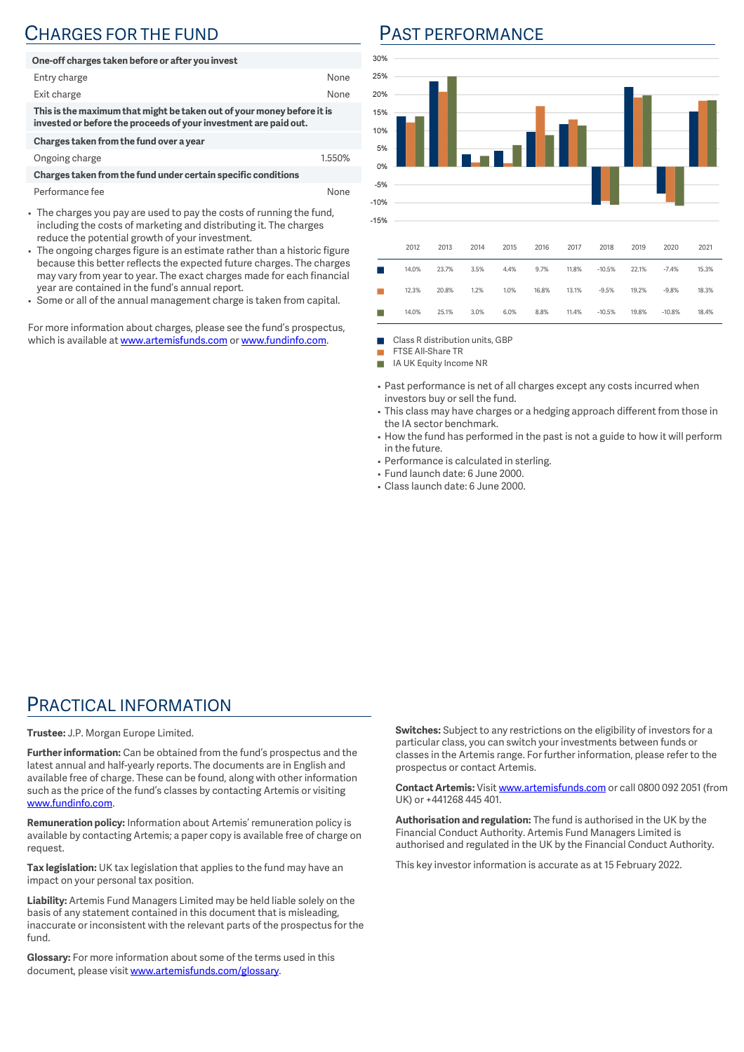## CHARGES FOR THE FUND

| One-off charges taken before or after you invest | |
|---|---|
| Entry charge | None |
| Exit charge | None |
| **This is the maximum that might be taken out of your money before it is invested or before the proceeds of your investment are paid out.** | |
| **Charges taken from the fund over a year** | |
| Ongoing charge | 1.550% |
| **Charges taken from the fund under certain specific conditions** | |
| Performance fee | None |

- The charges you pay are used to pay the costs of running the fund, including the costs of marketing and distributing it. The charges reduce the potential growth of your investment.
- The ongoing charges figure is an estimate rather than a historic figure because this better reflects the expected future charges. The charges may vary from year to year. The exact charges made for each financial year are contained in the fund's annual report.
- Some or all of the annual management charge is taken from capital.

For more information about charges, please see the fund's prospectus, which is available at www.artemisfunds.com or www.fundinfo.com.

## PAST PERFORMANCE

30%
25%
20%
15%
10%
5%
0%
-5%
-10%
-15%

2012 2013 2014 2015 2016 2017 2018 2019 2020 2021

14.0% 23.7% 3.5% 4.4% 9.7% 11.8% -10.5% 22.1% -7.4% 15.3%

12.3% 20.8% 1.2% 1.0% 16.8% 13.1% -9.5% 19.2% -9.8% 18.3%

14.0% 25.1% 3.0% 6.0% 8.8% 11.4% -10.5% 19.8% -10.8% 18.4%

Class R distribution units, GBP
FTSE All-Share TR
IA UK Equity Income NR

- Past performance is net of all charges except any costs incurred when investors buy or sell the fund.
- This class may have charges or a hedging approach different from those in the IA sector benchmark.
- How the fund has performed in the past is not a guide to how it will perform in the future.
- Performance is calculated in sterling.
- Fund launch date: 6 June 2000.
- Class launch date: 6 June 2000.

## PRACTICAL INFORMATION

**Trustee:** J.P. Morgan Europe Limited.

**Further information:** Can be obtained from the fund's prospectus and the latest annual and half-yearly reports. The documents are in English and available free of charge. These can be found, along with other information such as the price of the fund's classes by contacting Artemis or visiting www.fundinfo.com.

**Remuneration policy:** Information about Artemis' remuneration policy is available by contacting Artemis; a paper copy is available free of charge on request.

**Tax legislation:** UK tax legislation that applies to the fund may have an impact on your personal tax position.

**Liability:** Artemis Fund Managers Limited may be held liable solely on the basis of any statement contained in this document that is misleading, inaccurate or inconsistent with the relevant parts of the prospectus for the fund.

**Glossary:** For more information about some of the terms used in this document, please visit www.artemisfunds.com/glossary.

**Switches:** Subject to any restrictions on the eligibility of investors for a particular class, you can switch your investments between funds or classes in the Artemis range. For further information, please refer to the prospectus or contact Artemis.

**Contact Artemis:** Visit www.artemisfunds.com or call 0800 092 2051 (from UK) or +441268 445 401.

**Authorisation and regulation:** The fund is authorised in the UK by the Financial Conduct Authority. Artemis Fund Managers Limited is authorised and regulated in the UK by the Financial Conduct Authority.

This key investor information is accurate as at 15 February 2022.